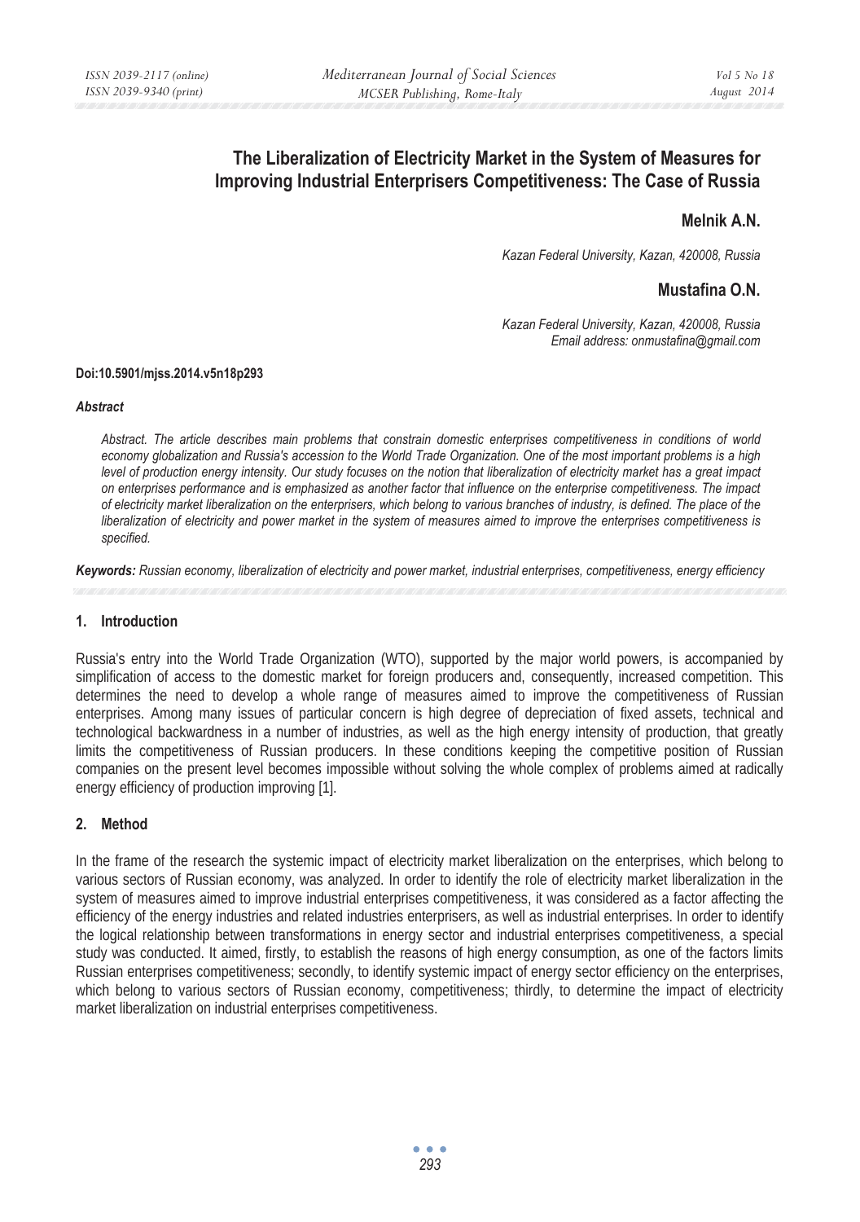# The Liberalization of Electricity Market in the System of Measures for Improving Industrial Enterprisers Competitiveness: The Case of Russia

**Melnik A.N.**

*Kazan Federal University, Kazan, 420008, Russia*

**Mustafina O.N.**

*Kazan Federal University, Kazan, 420008, Russia*
*Email address: onmustafina@gmail.com*

**Doi:10.5901/mjss.2014.v5n18p293**

***Abstract***

*Abstract. The article describes main problems that constrain domestic enterprises competitiveness in conditions of world economy globalization and Russia's accession to the World Trade Organization. One of the most important problems is a high level of production energy intensity. Our study focuses on the notion that liberalization of electricity market has a great impact on enterprises performance and is emphasized as another factor that influence on the enterprise competitiveness. The impact of electricity market liberalization on the enterprisers, which belong to various branches of industry, is defined. The place of the liberalization of electricity and power market in the system of measures aimed to improve the enterprises competitiveness is specified.*

***Keywords:*** *Russian economy, liberalization of electricity and power market, industrial enterprises, competitiveness, energy efficiency*

## 1. Introduction

Russia's entry into the World Trade Organization (WTO), supported by the major world powers, is accompanied by simplification of access to the domestic market for foreign producers and, consequently, increased competition. This determines the need to develop a whole range of measures aimed to improve the competitiveness of Russian enterprises. Among many issues of particular concern is high degree of depreciation of fixed assets, technical and technological backwardness in a number of industries, as well as the high energy intensity of production, that greatly limits the competitiveness of Russian producers. In these conditions keeping the competitive position of Russian companies on the present level becomes impossible without solving the whole complex of problems aimed at radically energy efficiency of production improving [1].

## 2. Method

In the frame of the research the systemic impact of electricity market liberalization on the enterprises, which belong to various sectors of Russian economy, was analyzed. In order to identify the role of electricity market liberalization in the system of measures aimed to improve industrial enterprises competitiveness, it was considered as a factor affecting the efficiency of the energy industries and related industries enterprisers, as well as industrial enterprises. In order to identify the logical relationship between transformations in energy sector and industrial enterprises competitiveness, a special study was conducted. It aimed, firstly, to establish the reasons of high energy consumption, as one of the factors limits Russian enterprises competitiveness; secondly, to identify systemic impact of energy sector efficiency on the enterprises, which belong to various sectors of Russian economy, competitiveness; thirdly, to determine the impact of electricity market liberalization on industrial enterprises competitiveness.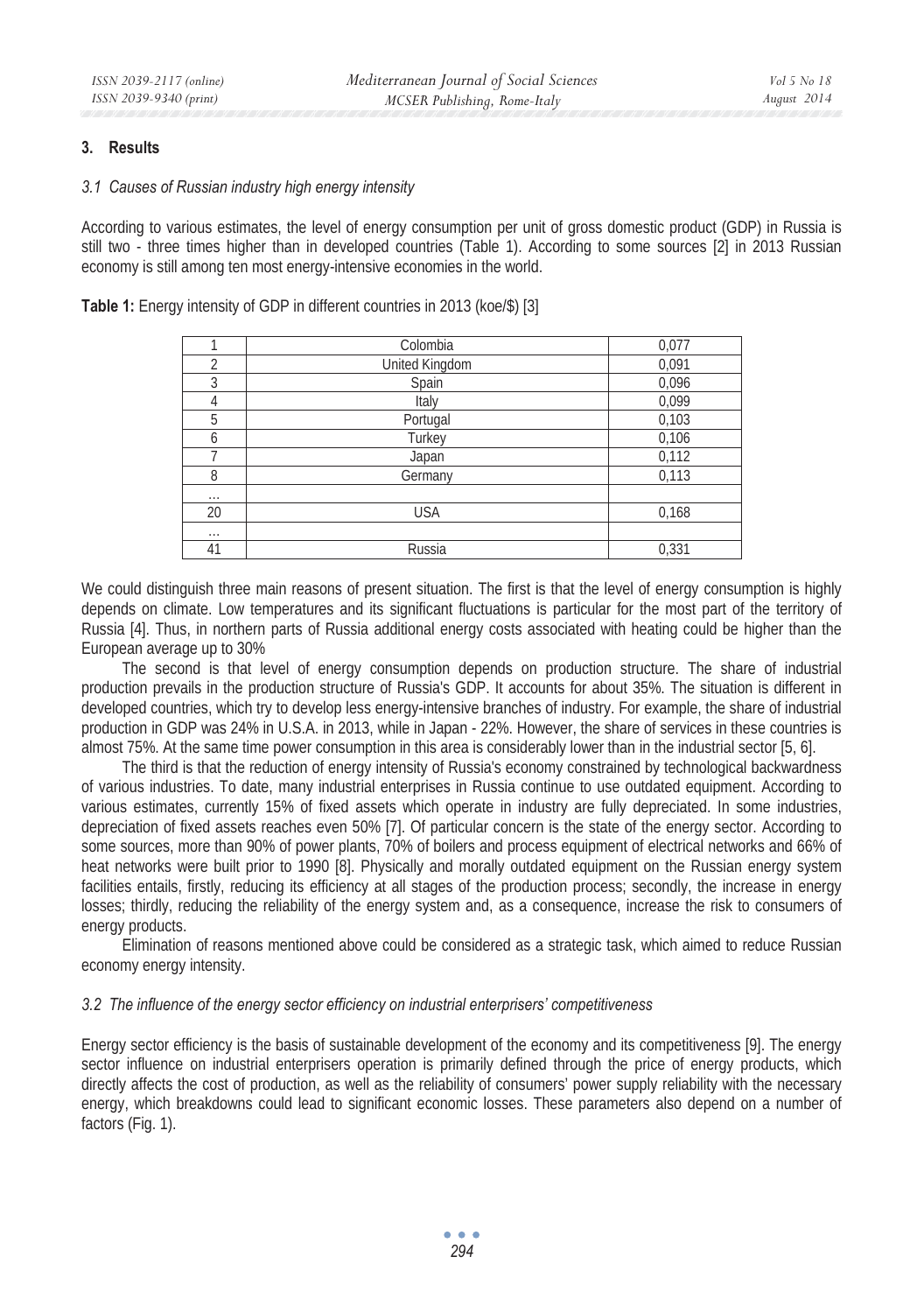## 3. Results

### *3.1 Causes of Russian industry high energy intensity*

According to various estimates, the level of energy consumption per unit of gross domestic product (GDP) in Russia is still two - three times higher than in developed countries (Table 1). According to some sources [2] in 2013 Russian economy is still among ten most energy-intensive economies in the world.

**Table 1:** Energy intensity of GDP in different countries in 2013 (koe/$) [3]

| | | |
|---|---|---|
| 1 | Colombia | 0,077 |
| 2 | United Kingdom | 0,091 |
| 3 | Spain | 0,096 |
| 4 | Italy | 0,099 |
| 5 | Portugal | 0,103 |
| 6 | Turkey | 0,106 |
| 7 | Japan | 0,112 |
| 8 | Germany | 0,113 |
| ... | | |
| 20 | USA | 0,168 |
| ... | | |
| 41 | Russia | 0,331 |

We could distinguish three main reasons of present situation. The first is that the level of energy consumption is highly depends on climate. Low temperatures and its significant fluctuations is particular for the most part of the territory of Russia [4]. Thus, in northern parts of Russia additional energy costs associated with heating could be higher than the European average up to 30%

The second is that level of energy consumption depends on production structure. The share of industrial production prevails in the production structure of Russia's GDP. It accounts for about 35%. The situation is different in developed countries, which try to develop less energy-intensive branches of industry. For example, the share of industrial production in GDP was 24% in U.S.A. in 2013, while in Japan - 22%. However, the share of services in these countries is almost 75%. At the same time power consumption in this area is considerably lower than in the industrial sector [5, 6].

The third is that the reduction of energy intensity of Russia's economy constrained by technological backwardness of various industries. To date, many industrial enterprises in Russia continue to use outdated equipment. According to various estimates, currently 15% of fixed assets which operate in industry are fully depreciated. In some industries, depreciation of fixed assets reaches even 50% [7]. Of particular concern is the state of the energy sector. According to some sources, more than 90% of power plants, 70% of boilers and process equipment of electrical networks and 66% of heat networks were built prior to 1990 [8]. Physically and morally outdated equipment on the Russian energy system facilities entails, firstly, reducing its efficiency at all stages of the production process; secondly, the increase in energy losses; thirdly, reducing the reliability of the energy system and, as a consequence, increase the risk to consumers of energy products.

Elimination of reasons mentioned above could be considered as a strategic task, which aimed to reduce Russian economy energy intensity.

### *3.2 The influence of the energy sector efficiency on industrial enterprisers' competitiveness*

Energy sector efficiency is the basis of sustainable development of the economy and its competitiveness [9]. The energy sector influence on industrial enterprisers operation is primarily defined through the price of energy products, which directly affects the cost of production, as well as the reliability of consumers' power supply reliability with the necessary energy, which breakdowns could lead to significant economic losses. These parameters also depend on a number of factors (Fig. 1).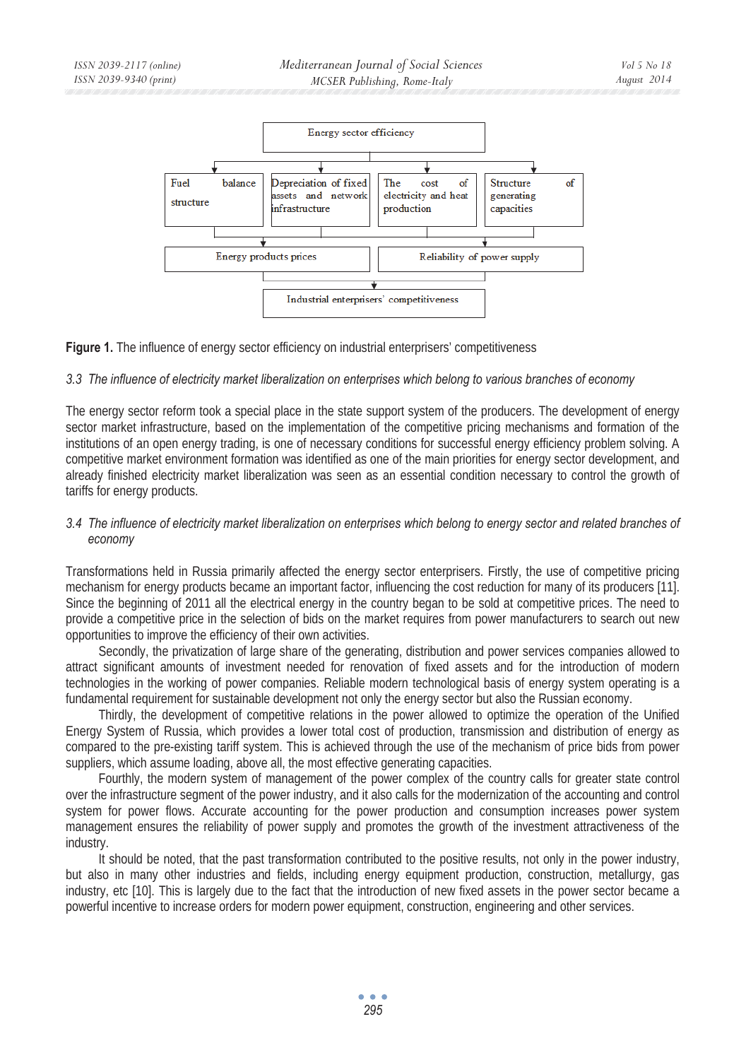Energy sector efficiency

Fuel balance structure | Depreciation of fixed assets and network infrastructure | The cost of electricity and heat production | Structure of generating capacities

Energy products prices | Reliability of power supply

Industrial enterprisers' competitiveness

**Figure 1.** The influence of energy sector efficiency on industrial enterprisers' competitiveness

### *3.3 The influence of electricity market liberalization on enterprises which belong to various branches of economy*

The energy sector reform took a special place in the state support system of the producers. The development of energy sector market infrastructure, based on the implementation of the competitive pricing mechanisms and formation of the institutions of an open energy trading, is one of necessary conditions for successful energy efficiency problem solving. A competitive market environment formation was identified as one of the main priorities for energy sector development, and already finished electricity market liberalization was seen as an essential condition necessary to control the growth of tariffs for energy products.

### *3.4 The influence of electricity market liberalization on enterprises which belong to energy sector and related branches of economy*

Transformations held in Russia primarily affected the energy sector enterprisers. Firstly, the use of competitive pricing mechanism for energy products became an important factor, influencing the cost reduction for many of its producers [11]. Since the beginning of 2011 all the electrical energy in the country began to be sold at competitive prices. The need to provide a competitive price in the selection of bids on the market requires from power manufacturers to search out new opportunities to improve the efficiency of their own activities.

Secondly, the privatization of large share of the generating, distribution and power services companies allowed to attract significant amounts of investment needed for renovation of fixed assets and for the introduction of modern technologies in the working of power companies. Reliable modern technological basis of energy system operating is a fundamental requirement for sustainable development not only the energy sector but also the Russian economy.

Thirdly, the development of competitive relations in the power allowed to optimize the operation of the Unified Energy System of Russia, which provides a lower total cost of production, transmission and distribution of energy as compared to the pre-existing tariff system. This is achieved through the use of the mechanism of price bids from power suppliers, which assume loading, above all, the most effective generating capacities.

Fourthly, the modern system of management of the power complex of the country calls for greater state control over the infrastructure segment of the power industry, and it also calls for the modernization of the accounting and control system for power flows. Accurate accounting for the power production and consumption increases power system management ensures the reliability of power supply and promotes the growth of the investment attractiveness of the industry.

It should be noted, that the past transformation contributed to the positive results, not only in the power industry, but also in many other industries and fields, including energy equipment production, construction, metallurgy, gas industry, etc [10]. This is largely due to the fact that the introduction of new fixed assets in the power sector became a powerful incentive to increase orders for modern power equipment, construction, engineering and other services.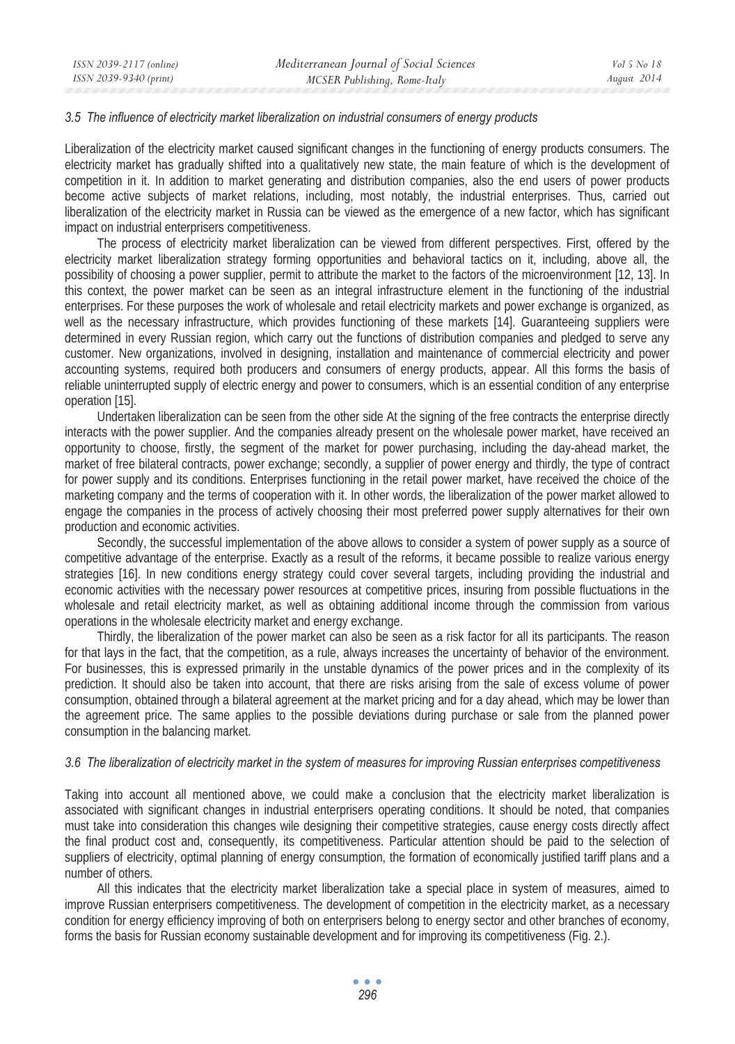### *3.5 The influence of electricity market liberalization on industrial consumers of energy products*

Liberalization of the electricity market caused significant changes in the functioning of energy products consumers. The electricity market has gradually shifted into a qualitatively new state, the main feature of which is the development of competition in it. In addition to market generating and distribution companies, also the end users of power products become active subjects of market relations, including, most notably, the industrial enterprises. Thus, carried out liberalization of the electricity market in Russia can be viewed as the emergence of a new factor, which has significant impact on industrial enterprisers competitiveness.

The process of electricity market liberalization can be viewed from different perspectives. First, offered by the electricity market liberalization strategy forming opportunities and behavioral tactics on it, including, above all, the possibility of choosing a power supplier, permit to attribute the market to the factors of the microenvironment [12, 13]. In this context, the power market can be seen as an integral infrastructure element in the functioning of the industrial enterprises. For these purposes the work of wholesale and retail electricity markets and power exchange is organized, as well as the necessary infrastructure, which provides functioning of these markets [14]. Guaranteeing suppliers were determined in every Russian region, which carry out the functions of distribution companies and pledged to serve any customer. New organizations, involved in designing, installation and maintenance of commercial electricity and power accounting systems, required both producers and consumers of energy products, appear. All this forms the basis of reliable uninterrupted supply of electric energy and power to consumers, which is an essential condition of any enterprise operation [15].

Undertaken liberalization can be seen from the other side At the signing of the free contracts the enterprise directly interacts with the power supplier. And the companies already present on the wholesale power market, have received an opportunity to choose, firstly, the segment of the market for power purchasing, including the day-ahead market, the market of free bilateral contracts, power exchange; secondly, a supplier of power energy and thirdly, the type of contract for power supply and its conditions. Enterprises functioning in the retail power market, have received the choice of the marketing company and the terms of cooperation with it. In other words, the liberalization of the power market allowed to engage the companies in the process of actively choosing their most preferred power supply alternatives for their own production and economic activities.

Secondly, the successful implementation of the above allows to consider a system of power supply as a source of competitive advantage of the enterprise. Exactly as a result of the reforms, it became possible to realize various energy strategies [16]. In new conditions energy strategy could cover several targets, including providing the industrial and economic activities with the necessary power resources at competitive prices, insuring from possible fluctuations in the wholesale and retail electricity market, as well as obtaining additional income through the commission from various operations in the wholesale electricity market and energy exchange.

Thirdly, the liberalization of the power market can also be seen as a risk factor for all its participants. The reason for that lays in the fact, that the competition, as a rule, always increases the uncertainty of behavior of the environment. For businesses, this is expressed primarily in the unstable dynamics of the power prices and in the complexity of its prediction. It should also be taken into account, that there are risks arising from the sale of excess volume of power consumption, obtained through a bilateral agreement at the market pricing and for a day ahead, which may be lower than the agreement price. The same applies to the possible deviations during purchase or sale from the planned power consumption in the balancing market.

### *3.6 The liberalization of electricity market in the system of measures for improving Russian enterprises competitiveness*

Taking into account all mentioned above, we could make a conclusion that the electricity market liberalization is associated with significant changes in industrial enterprisers operating conditions. It should be noted, that companies must take into consideration this changes wile designing their competitive strategies, cause energy costs directly affect the final product cost and, consequently, its competitiveness. Particular attention should be paid to the selection of suppliers of electricity, optimal planning of energy consumption, the formation of economically justified tariff plans and a number of others.

All this indicates that the electricity market liberalization take a special place in system of measures, aimed to improve Russian enterprisers competitiveness. The development of competition in the electricity market, as a necessary condition for energy efficiency improving of both on enterprisers belong to energy sector and other branches of economy, forms the basis for Russian economy sustainable development and for improving its competitiveness (Fig. 2.).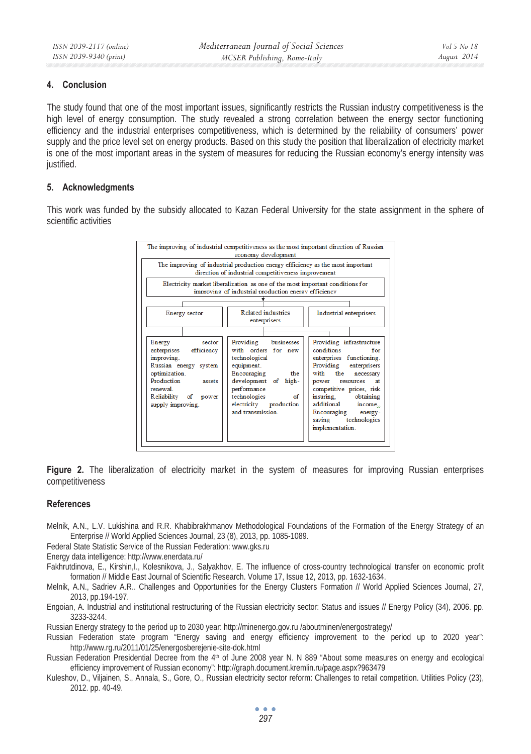## 4. Conclusion

The study found that one of the most important issues, significantly restricts the Russian industry competitiveness is the high level of energy consumption. The study revealed a strong correlation between the energy sector functioning efficiency and the industrial enterprises competitiveness, which is determined by the reliability of consumers' power supply and the price level set on energy products. Based on this study the position that liberalization of electricity market is one of the most important areas in the system of measures for reducing the Russian economy's energy intensity was justified.

## 5. Acknowledgments

This work was funded by the subsidy allocated to Kazan Federal University for the state assignment in the sphere of scientific activities

The improving of industrial competitiveness as the most important direction of Russian economy development

The improving of industrial production energy efficiency as the most important direction of industrial competitiveness improvement

Electricity market liberalization as one of the most important conditions for improving of industrial production energy efficiency

| Energy sector | Related industries enterprisers | Industrial enterprisers |
|---|---|---|
| Energy sector enterprises efficiency improving. Russian energy system optimization. Production assets renewal. Reliability of power supply improving. | Providing businesses with orders for new technological equipment. Encouraging the development of high-performance technologies of electricity production and transmission. | Providing infrastructure conditions for enterprises functioning. Providing enterprisers with the necessary power resources at competitive prices, risk insuring, obtaining additional income. Encouraging energy-saving technologies implementation. |

**Figure 2.** The liberalization of electricity market in the system of measures for improving Russian enterprises competitiveness

## References

Melnik, A.N., L.V. Lukishina and R.R. Khabibrakhmanov Methodological Foundations of the Formation of the Energy Strategy of an Enterprise // World Applied Sciences Journal, 23 (8), 2013, pp. 1085-1089.

Federal State Statistic Service of the Russian Federation: www.gks.ru

Energy data intelligence: http://www.enerdata.ru/

Fakhrutdinova, E., Kirshin,I., Kolesnikova, J., Salyakhov, E. The influence of cross-country technological transfer on economic profit formation // Middle East Journal of Scientific Research. Volume 17, Issue 12, 2013, pp. 1632-1634.

Melnik, A.N., Sadriev A.R.. Challenges and Opportunities for the Energy Clusters Formation // World Applied Sciences Journal, 27, 2013, pp.194-197.

Engoian, A. Industrial and institutional restructuring of the Russian electricity sector: Status and issues // Energy Policy (34), 2006. pp. 3233-3244.

Russian Energy strategy to the period up to 2030 year: http://minenergo.gov.ru /aboutminen/energostrategy/

Russian Federation state program "Energy saving and energy efficiency improvement to the period up to 2020 year": http://www.rg.ru/2011/01/25/energosberejenie-site-dok.html

Russian Federation Presidential Decree from the 4th of June 2008 year N. N 889 "About some measures on energy and ecological efficiency improvement of Russian economy": http://graph.document.kremlin.ru/page.aspx?963479

Kuleshov, D., Viljainen, S., Annala, S., Gore, O., Russian electricity sector reform: Challenges to retail competition. Utilities Policy (23), 2012. pp. 40-49.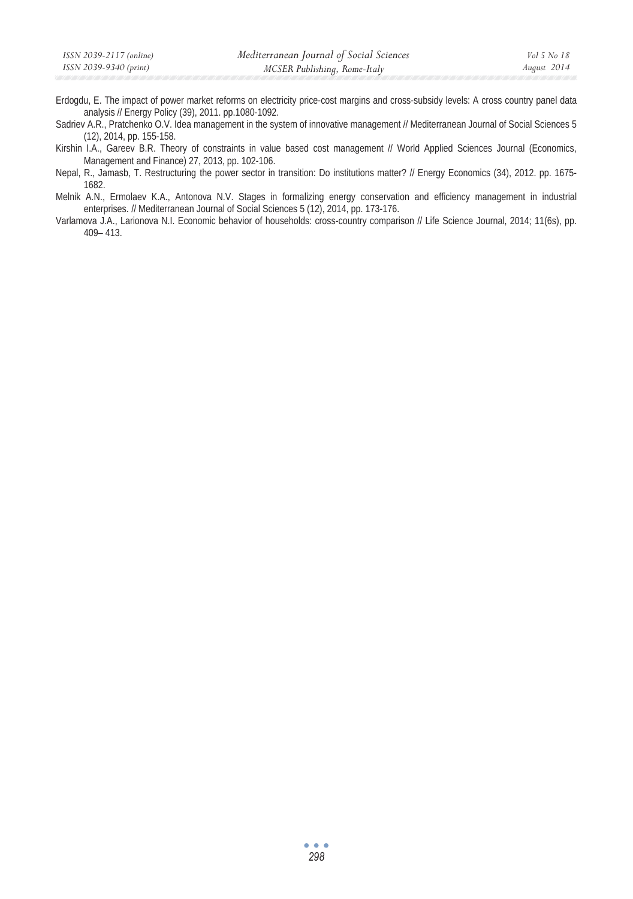Erdogdu, E. The impact of power market reforms on electricity price-cost margins and cross-subsidy levels: A cross country panel data analysis // Energy Policy (39), 2011. pp.1080-1092.

Sadriev A.R., Pratchenko O.V. Idea management in the system of innovative management // Mediterranean Journal of Social Sciences 5 (12), 2014, pp. 155-158.

Kirshin I.A., Gareev B.R. Theory of constraints in value based cost management // World Applied Sciences Journal (Economics, Management and Finance) 27, 2013, pp. 102-106.

Nepal, R., Jamasb, T. Restructuring the power sector in transition: Do institutions matter? // Energy Economics (34), 2012. pp. 1675-1682.

Melnik A.N., Ermolaev K.A., Antonova N.V. Stages in formalizing energy conservation and efficiency management in industrial enterprises. // Mediterranean Journal of Social Sciences 5 (12), 2014, pp. 173-176.

Varlamova J.A., Larionova N.I. Economic behavior of households: cross-country comparison // Life Science Journal, 2014; 11(6s), pp. 409– 413.